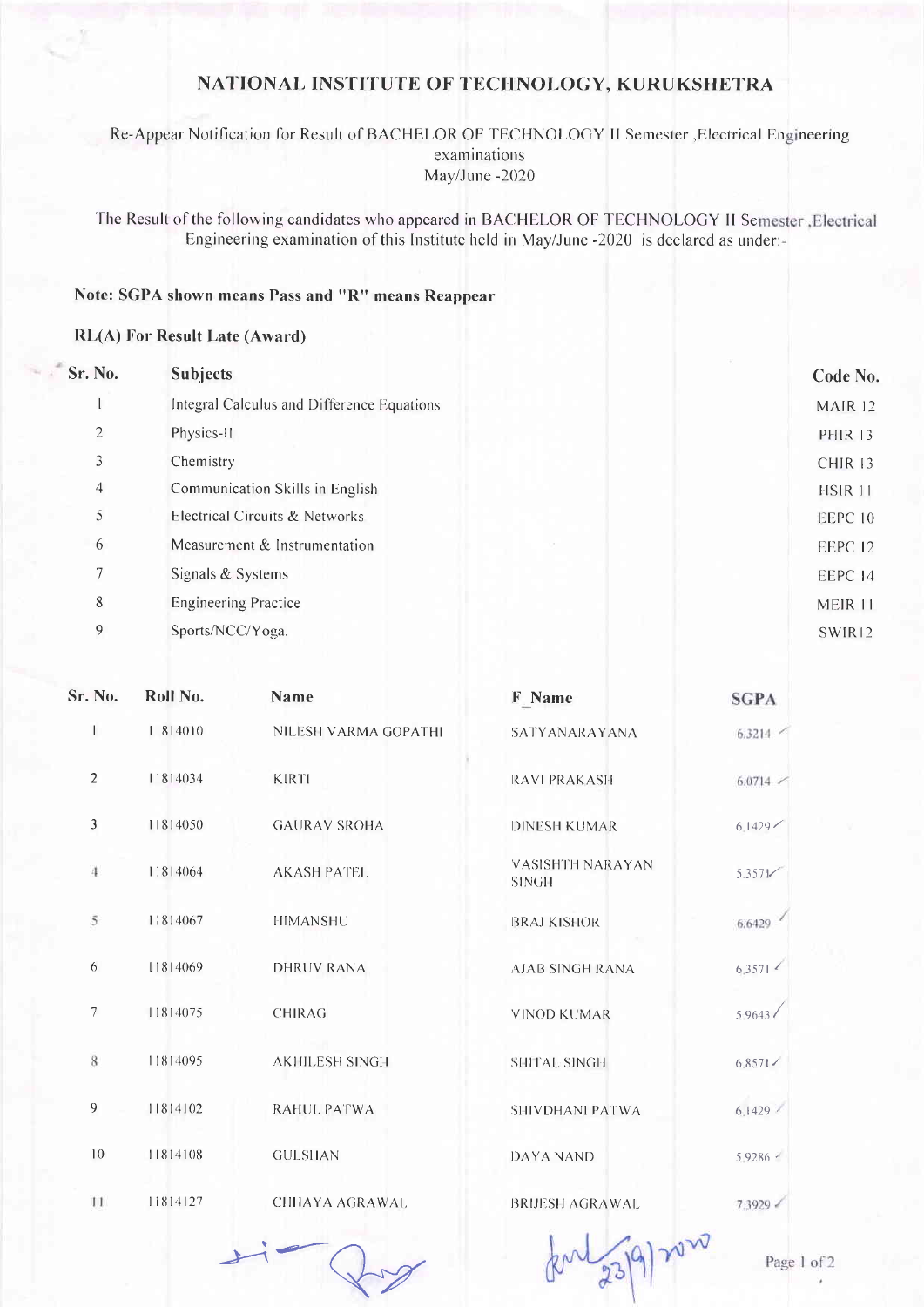# NATIONAL INSTITUTE OF TECHNOLOGY, KURUKSHETRA

Re-Appear Notification for Result of BACHELOR OF TECHNOLOGY II Semester ,Electrical Engineering examinations
May/June -2020

The Result of the following candidates who appeared in BACHELOR OF TECHNOLOGY II Semester ,Electrical Engineering examination of this Institute held in May/June -2020 is declared as under:-

**Note: SGPA shown means Pass and "R" means Reappear**

**RL(A) For Result Late (Award)**

| Sr. No. | Subjects | Code No. |
|---|---|---|
| 1 | Integral Calculus and Difference Equations | MAIR 12 |
| 2 | Physics-II | PHIR 13 |
| 3 | Chemistry | CHIR 13 |
| 4 | Communication Skills in English | HSIR 11 |
| 5 | Electrical Circuits & Networks | EEPC 10 |
| 6 | Measurement & Instrumentation | EEPC 12 |
| 7 | Signals & Systems | EEPC 14 |
| 8 | Engineering Practice | MEIR 11 |
| 9 | Sports/NCC/Yoga. | SWIR12 |

| Sr. No. | Roll No. | Name | F_Name | SGPA |
|---|---|---|---|---|
| 1 | 11814010 | NILESH VARMA GOPATHI | SATYANARAYANA | 6.3214 |
| 2 | 11814034 | KIRTI | RAVI PRAKASH | 6.0714 |
| 3 | 11814050 | GAURAV SROHA | DINESH KUMAR | 6.1429 |
| 4 | 11814064 | AKASH PATEL | VASISHTH NARAYAN SINGH | 5.3571 |
| 5 | 11814067 | HIMANSHU | BRAJ KISHOR | 6.6429 |
| 6 | 11814069 | DHRUV RANA | AJAB SINGH RANA | 6.3571 |
| 7 | 11814075 | CHIRAG | VINOD KUMAR | 5.9643 |
| 8 | 11814095 | AKHILESH SINGH | SHITAL SINGH | 6.8571 |
| 9 | 11814102 | RAHUL PATWA | SHIVDHANI PATWA | 6.1429 |
| 10 | 11814108 | GULSHAN | DAYA NAND | 5.9286 |
| 11 | 11814127 | CHHAYA AGRAWAL | BRIJESH AGRAWAL | 7.3929 |

23/9/2020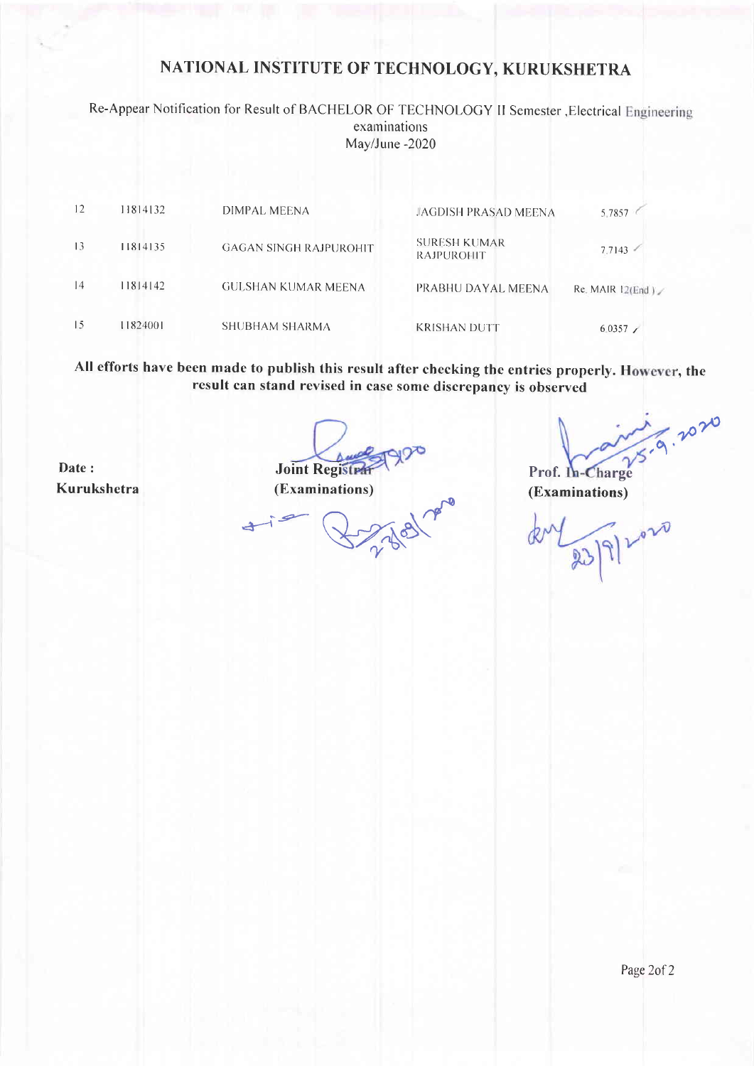# NATIONAL INSTITUTE OF TECHNOLOGY, KURUKSHETRA

Re-Appear Notification for Result of BACHELOR OF TECHNOLOGY II Semester ,Electrical Engineering examinations
May/June -2020

| | | | | |
|---|---|---|---|---|
| 12 | 11814132 | DIMPAL MEENA | JAGDISH PRASAD MEENA | 5.7857 |
| 13 | 11814135 | GAGAN SINGH RAJPUROHIT | SURESH KUMAR RAJPUROHIT | 7.7143 |
| 14 | 11814142 | GULSHAN KUMAR MEENA | PRABHU DAYAL MEENA | Re. MAIR 12(End ) |
| 15 | 11824001 | SHUBHAM SHARMA | KRISHAN DUTT | 6.0357 |

**All efforts have been made to publish this result after checking the entries properly. However, the result can stand revised in case some discrepancy is observed**

**Date :**
**Kurukshetra**

**Joint Registrar**
**(Examinations)**

**Prof. In-Charge**
**(Examinations)**